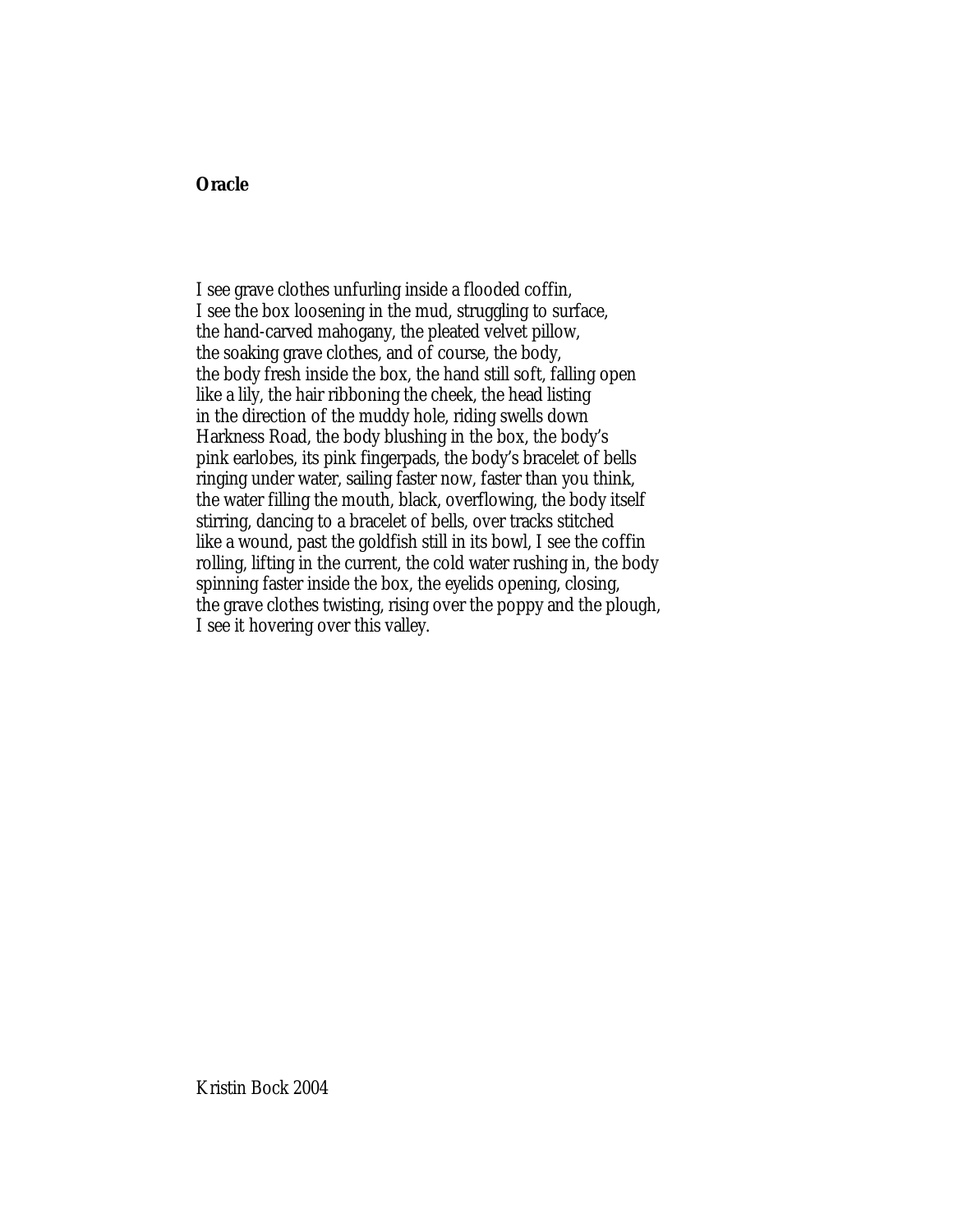**Oracle**

I see grave clothes unfurling inside a flooded coffin,  
I see the box loosening in the mud, struggling to surface,  
the hand-carved mahogany, the pleated velvet pillow,  
the soaking grave clothes, and of course, the body,  
the body fresh inside the box, the hand still soft, falling open  
like a lily, the hair ribboning the cheek, the head listing  
in the direction of the muddy hole, riding swells down  
Harkness Road, the body blushing in the box, the body's  
pink earlobes, its pink fingerpads, the body's bracelet of bells  
ringing under water, sailing faster now, faster than you think,  
the water filling the mouth, black, overflowing, the body itself  
stirring, dancing to a bracelet of bells, over tracks stitched  
like a wound, past the goldfish still in its bowl, I see the coffin  
rolling, lifting in the current, the cold water rushing in, the body  
spinning faster inside the box, the eyelids opening, closing,  
the grave clothes twisting, rising over the poppy and the plough,  
I see it hovering over this valley.

Kristin Bock 2004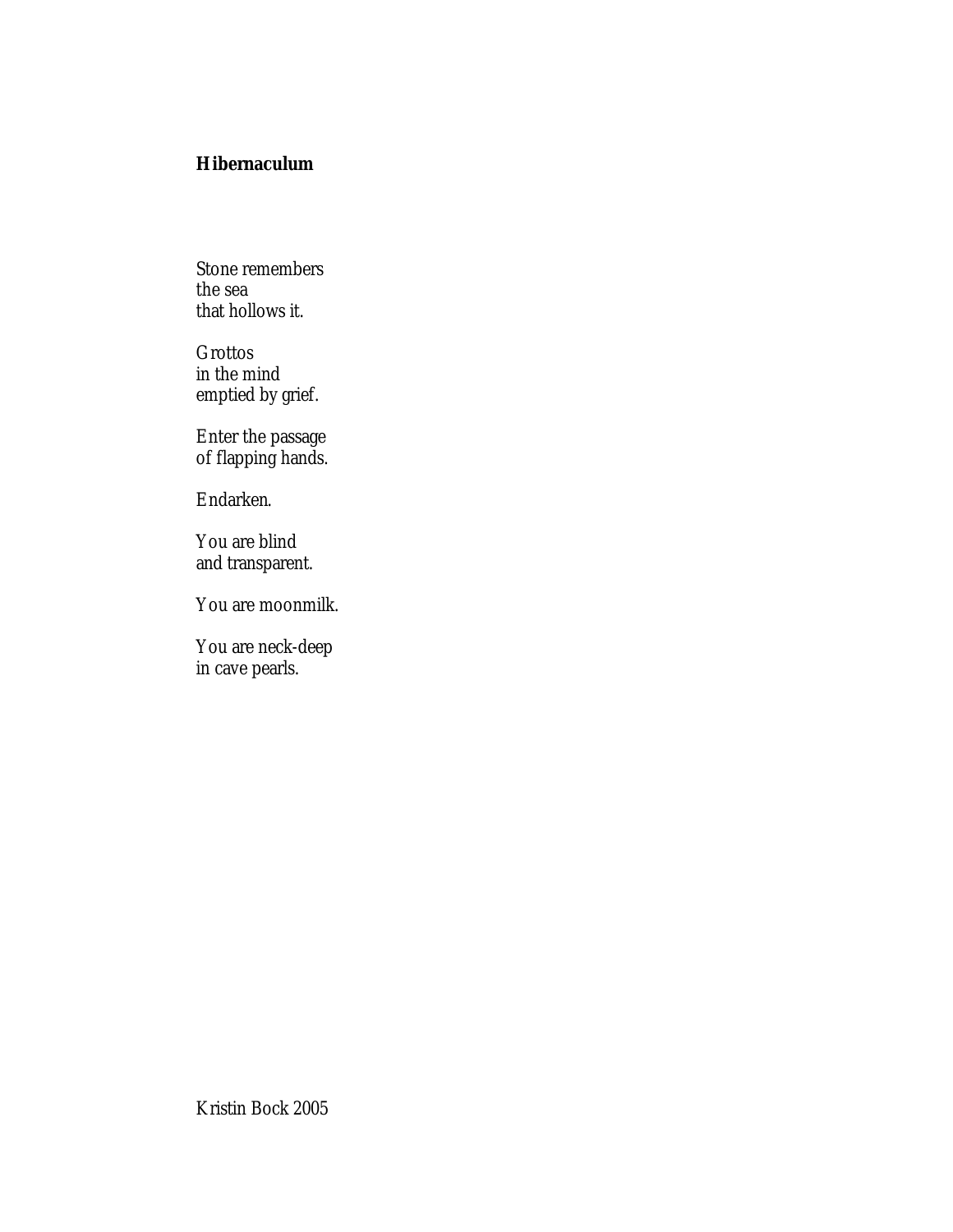**Hibernaculum**

Stone remembers
the sea
that hollows it.

Grottos
in the mind
emptied by grief.

Enter the passage
of flapping hands.

Endarken.

You are blind
and transparent.

You are moonmilk.

You are neck-deep
in cave pearls.

Kristin Bock 2005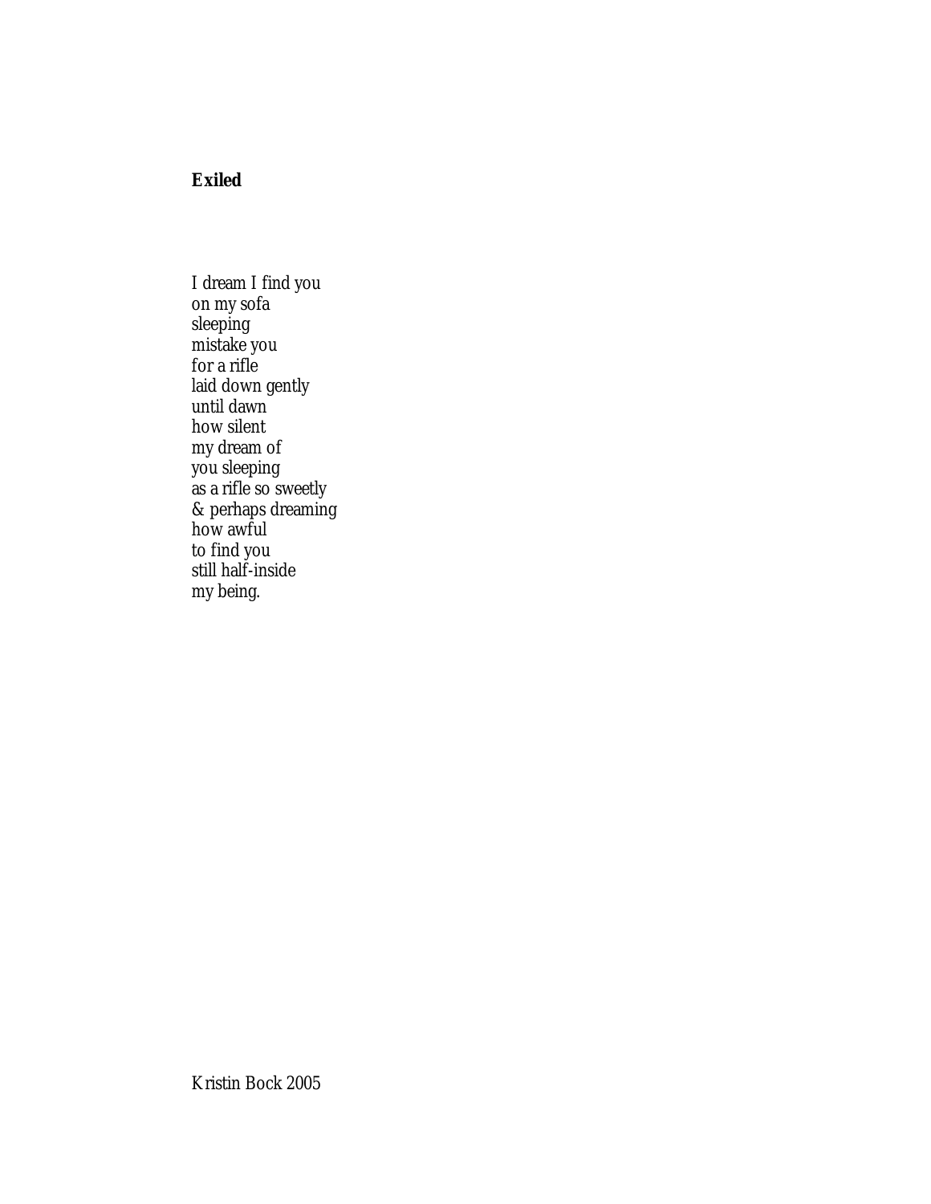**Exiled**

I dream I find you  
on my sofa  
sleeping  
mistake you  
for a rifle  
laid down gently  
until dawn  
how silent  
my dream of  
you sleeping  
as a rifle so sweetly  
& perhaps dreaming  
how awful  
to find you  
still half-inside  
my being.

Kristin Bock 2005